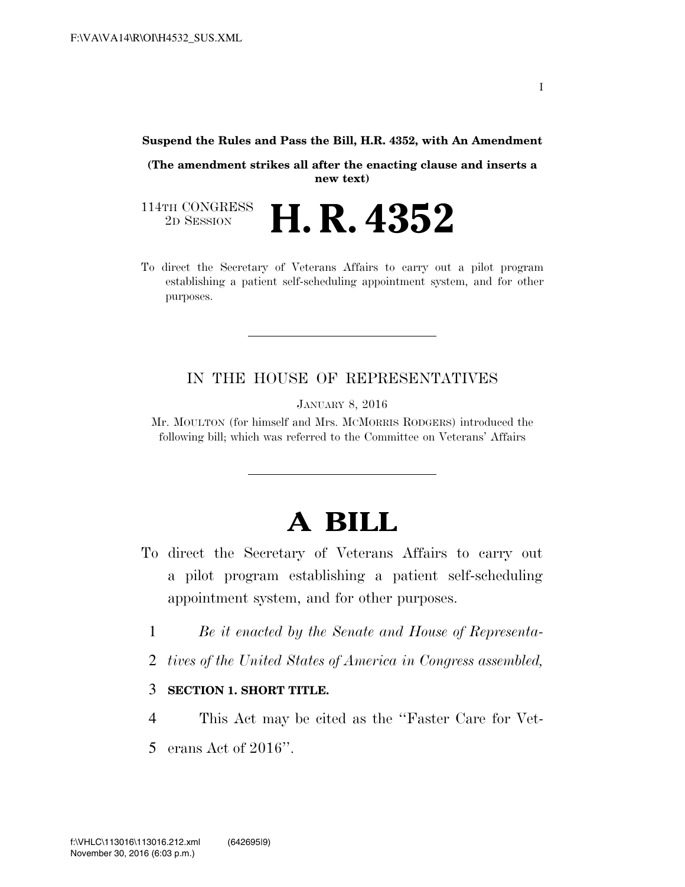**Suspend the Rules and Pass the Bill, H.R. 4352, with An Amendment**

**(The amendment strikes all after the enacting clause and inserts a new text)**

114TH CONGRESS
2D SESSION

# H. R. 4352

To direct the Secretary of Veterans Affairs to carry out a pilot program establishing a patient self-scheduling appointment system, and for other purposes.

---

IN THE HOUSE OF REPRESENTATIVES

JANUARY 8, 2016

Mr. MOULTON (for himself and Mrs. MCMORRIS RODGERS) introduced the following bill; which was referred to the Committee on Veterans' Affairs

---

# A BILL

To direct the Secretary of Veterans Affairs to carry out a pilot program establishing a patient self-scheduling appointment system, and for other purposes.

1 *Be it enacted by the Senate and House of Representa-*
2 *tives of the United States of America in Congress assembled,*

3 **SECTION 1. SHORT TITLE.**

4 This Act may be cited as the ''Faster Care for Vet-
5 erans Act of 2016''.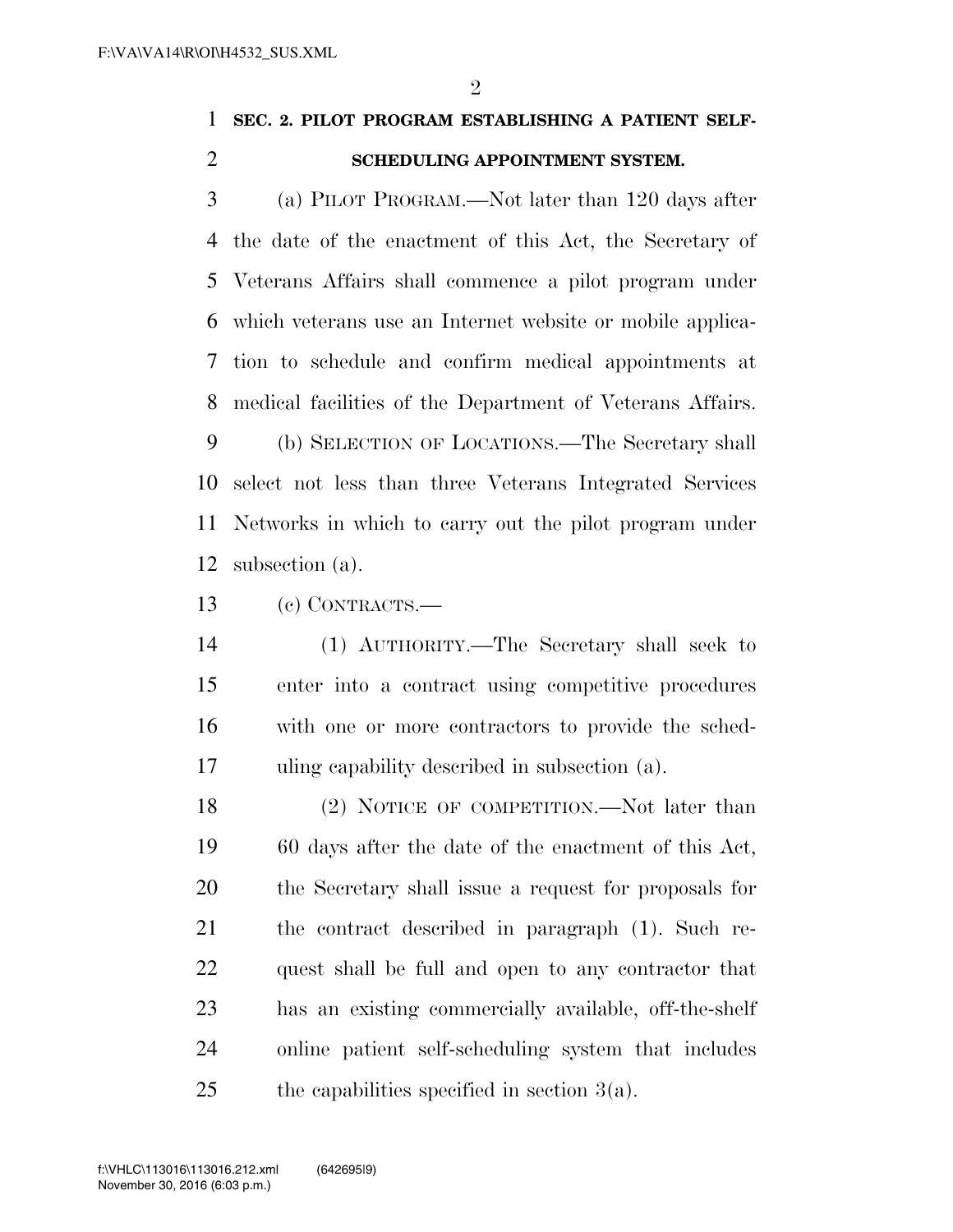**SEC. 2. PILOT PROGRAM ESTABLISHING A PATIENT SELF-SCHEDULING APPOINTMENT SYSTEM.**

(a) PILOT PROGRAM.—Not later than 120 days after the date of the enactment of this Act, the Secretary of Veterans Affairs shall commence a pilot program under which veterans use an Internet website or mobile application to schedule and confirm medical appointments at medical facilities of the Department of Veterans Affairs.

(b) SELECTION OF LOCATIONS.—The Secretary shall select not less than three Veterans Integrated Services Networks in which to carry out the pilot program under subsection (a).

(c) CONTRACTS.—

(1) AUTHORITY.—The Secretary shall seek to enter into a contract using competitive procedures with one or more contractors to provide the scheduling capability described in subsection (a).

(2) NOTICE OF COMPETITION.—Not later than 60 days after the date of the enactment of this Act, the Secretary shall issue a request for proposals for the contract described in paragraph (1). Such request shall be full and open to any contractor that has an existing commercially available, off-the-shelf online patient self-scheduling system that includes the capabilities specified in section 3(a).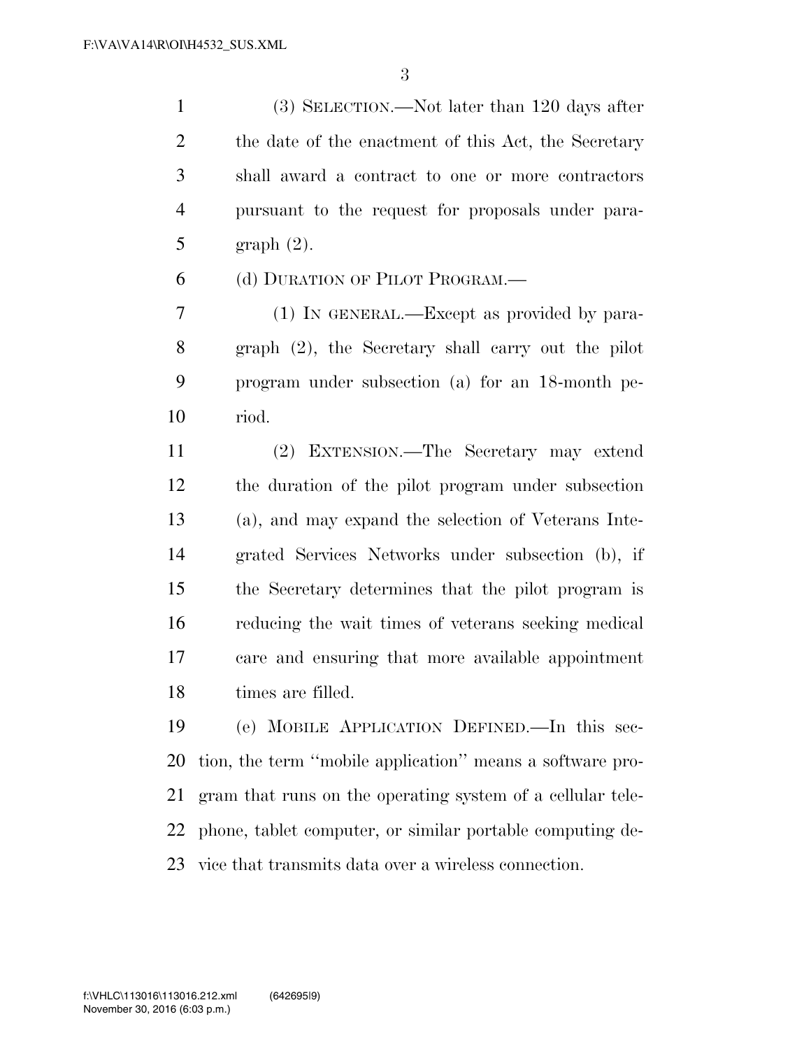(3) SELECTION.—Not later than 120 days after the date of the enactment of this Act, the Secretary shall award a contract to one or more contractors pursuant to the request for proposals under paragraph (2).

(d) DURATION OF PILOT PROGRAM.—

(1) IN GENERAL.—Except as provided by paragraph (2), the Secretary shall carry out the pilot program under subsection (a) for an 18-month period.

(2) EXTENSION.—The Secretary may extend the duration of the pilot program under subsection (a), and may expand the selection of Veterans Integrated Services Networks under subsection (b), if the Secretary determines that the pilot program is reducing the wait times of veterans seeking medical care and ensuring that more available appointment times are filled.

(e) MOBILE APPLICATION DEFINED.—In this section, the term ''mobile application'' means a software program that runs on the operating system of a cellular telephone, tablet computer, or similar portable computing device that transmits data over a wireless connection.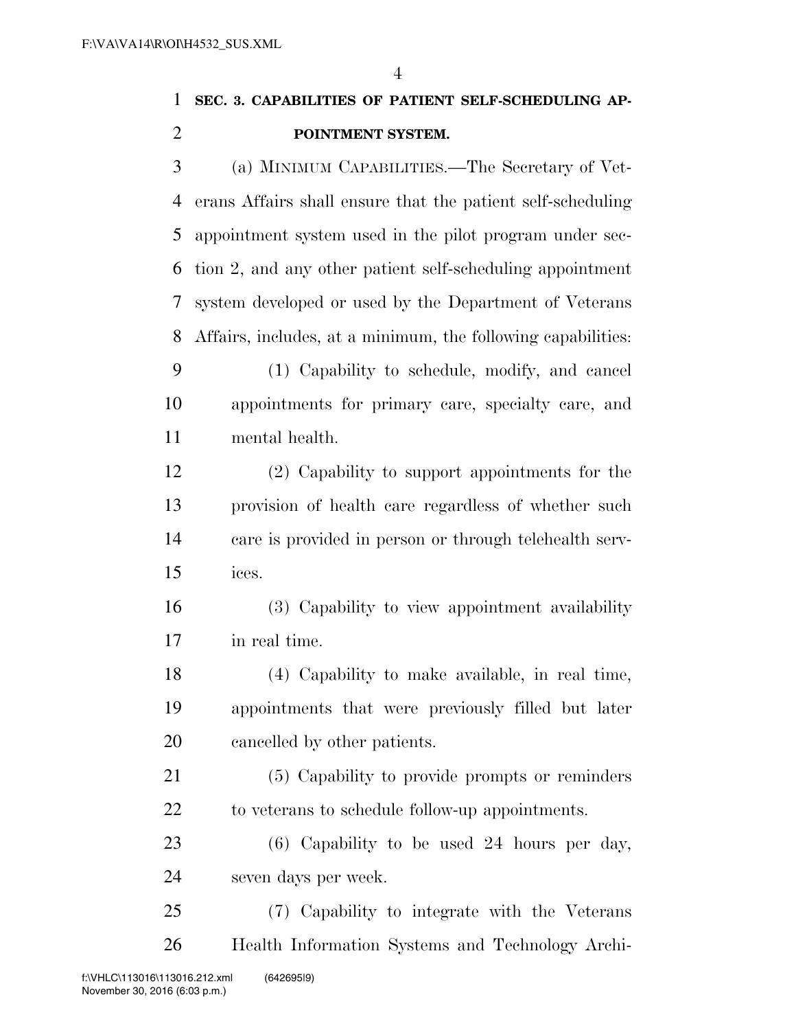**SEC. 3. CAPABILITIES OF PATIENT SELF-SCHEDULING APPOINTMENT SYSTEM.**

(a) MINIMUM CAPABILITIES.—The Secretary of Veterans Affairs shall ensure that the patient self-scheduling appointment system used in the pilot program under section 2, and any other patient self-scheduling appointment system developed or used by the Department of Veterans Affairs, includes, at a minimum, the following capabilities:

(1) Capability to schedule, modify, and cancel appointments for primary care, specialty care, and mental health.

(2) Capability to support appointments for the provision of health care regardless of whether such care is provided in person or through telehealth services.

(3) Capability to view appointment availability in real time.

(4) Capability to make available, in real time, appointments that were previously filled but later cancelled by other patients.

(5) Capability to provide prompts or reminders to veterans to schedule follow-up appointments.

(6) Capability to be used 24 hours per day, seven days per week.

(7) Capability to integrate with the Veterans Health Information Systems and Technology Archi-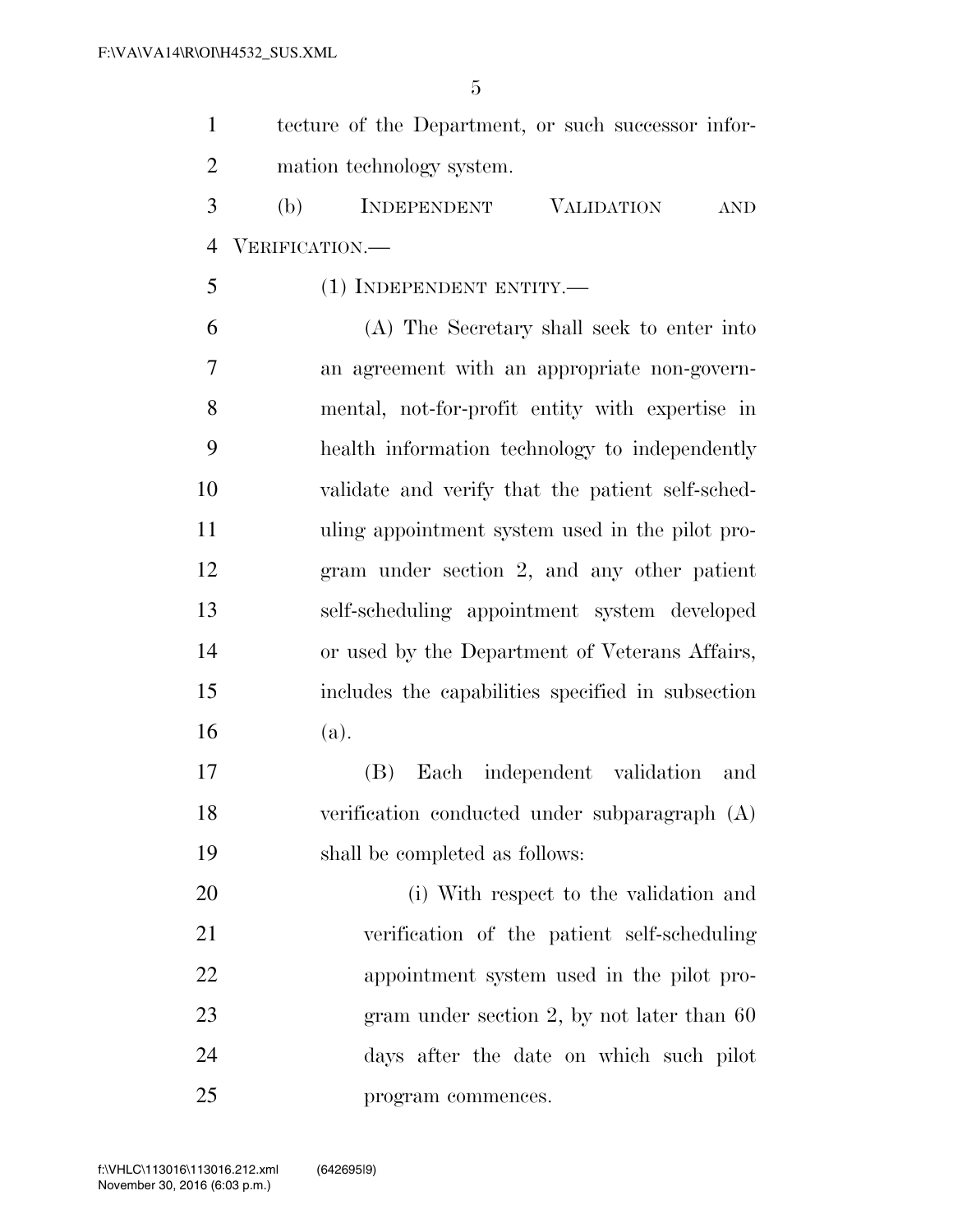tecture of the Department, or such successor information technology system.

(b) INDEPENDENT VALIDATION AND VERIFICATION.—

(1) INDEPENDENT ENTITY.—

(A) The Secretary shall seek to enter into an agreement with an appropriate non-governmental, not-for-profit entity with expertise in health information technology to independently validate and verify that the patient self-scheduling appointment system used in the pilot program under section 2, and any other patient self-scheduling appointment system developed or used by the Department of Veterans Affairs, includes the capabilities specified in subsection (a).

(B) Each independent validation and verification conducted under subparagraph (A) shall be completed as follows:

(i) With respect to the validation and verification of the patient self-scheduling appointment system used in the pilot program under section 2, by not later than 60 days after the date on which such pilot program commences.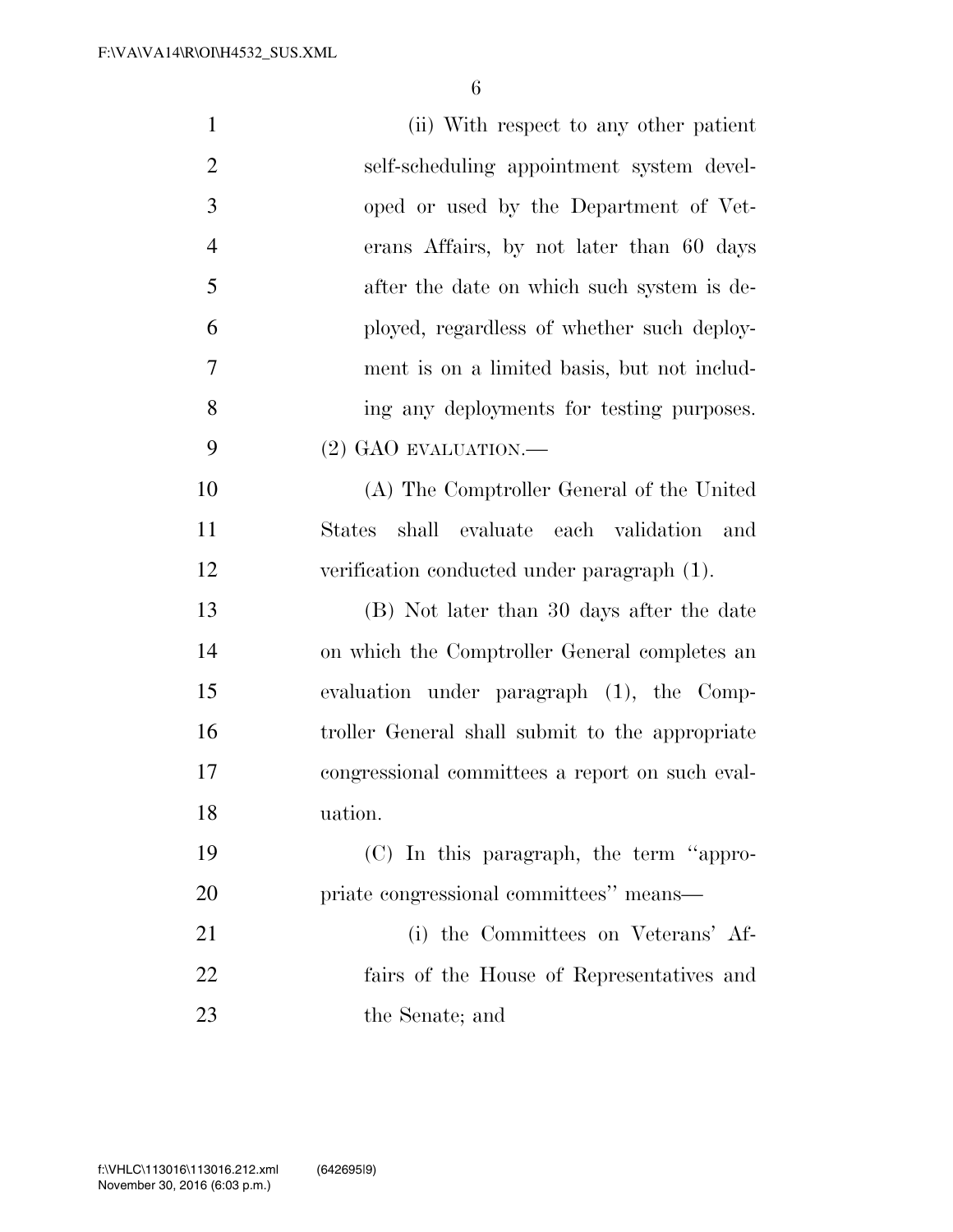(ii) With respect to any other patient self-scheduling appointment system developed or used by the Department of Veterans Affairs, by not later than 60 days after the date on which such system is deployed, regardless of whether such deployment is on a limited basis, but not including any deployments for testing purposes.

(2) GAO EVALUATION.—

(A) The Comptroller General of the United States shall evaluate each validation and verification conducted under paragraph (1).

(B) Not later than 30 days after the date on which the Comptroller General completes an evaluation under paragraph (1), the Comptroller General shall submit to the appropriate congressional committees a report on such evaluation.

(C) In this paragraph, the term ''appropriate congressional committees'' means—

(i) the Committees on Veterans' Affairs of the House of Representatives and the Senate; and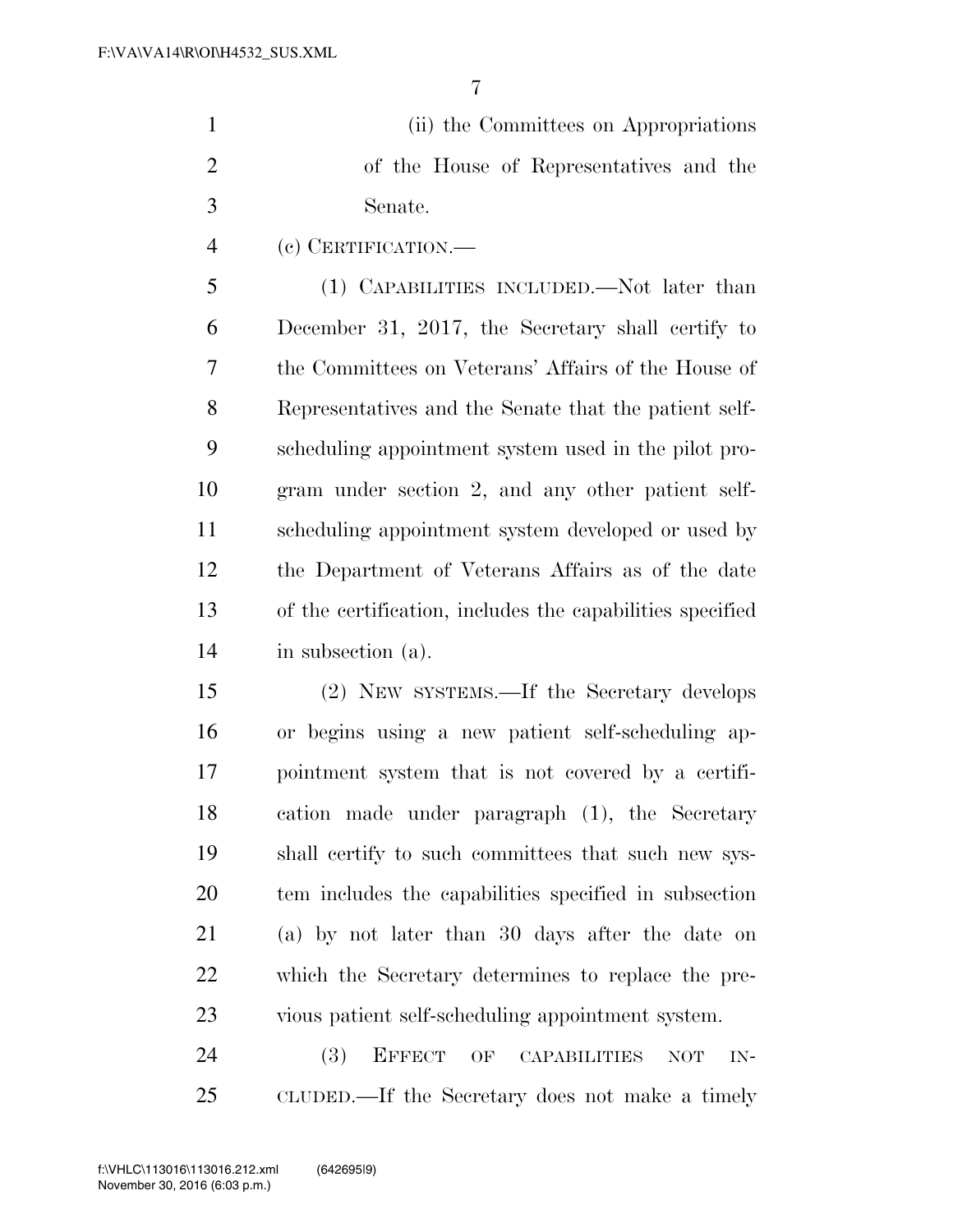(ii) the Committees on Appropriations of the House of Representatives and the Senate.

(c) CERTIFICATION.—

(1) CAPABILITIES INCLUDED.—Not later than December 31, 2017, the Secretary shall certify to the Committees on Veterans' Affairs of the House of Representatives and the Senate that the patient self-scheduling appointment system used in the pilot program under section 2, and any other patient self-scheduling appointment system developed or used by the Department of Veterans Affairs as of the date of the certification, includes the capabilities specified in subsection (a).

(2) NEW SYSTEMS.—If the Secretary develops or begins using a new patient self-scheduling appointment system that is not covered by a certification made under paragraph (1), the Secretary shall certify to such committees that such new system includes the capabilities specified in subsection (a) by not later than 30 days after the date on which the Secretary determines to replace the previous patient self-scheduling appointment system.

(3) EFFECT OF CAPABILITIES NOT INCLUDED.—If the Secretary does not make a timely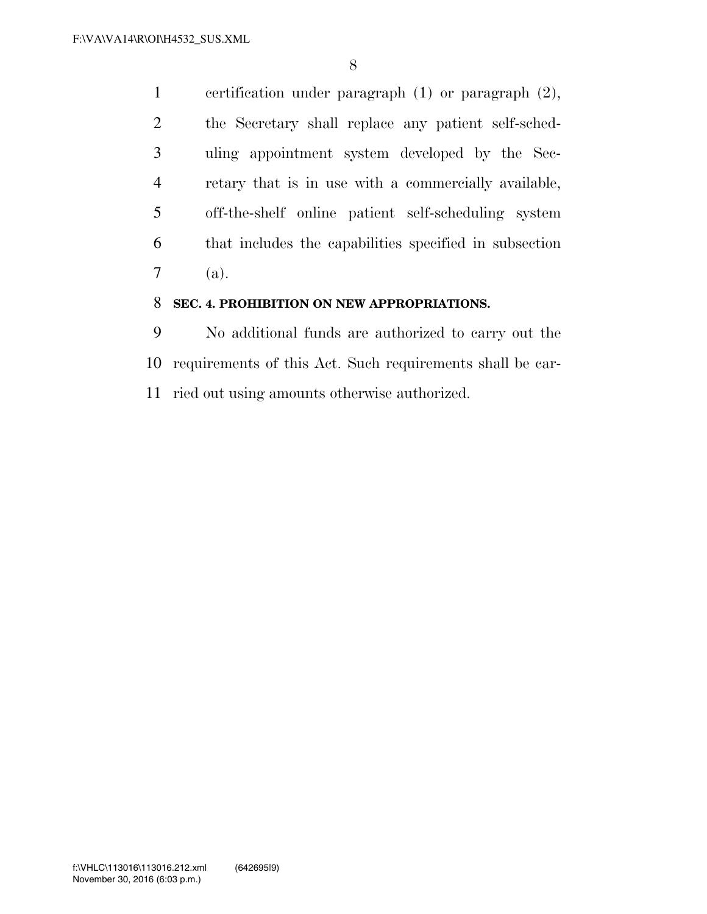certification under paragraph (1) or paragraph (2), the Secretary shall replace any patient self-scheduling appointment system developed by the Secretary that is in use with a commercially available, off-the-shelf online patient self-scheduling system that includes the capabilities specified in subsection (a).

**SEC. 4. PROHIBITION ON NEW APPROPRIATIONS.**

No additional funds are authorized to carry out the requirements of this Act. Such requirements shall be carried out using amounts otherwise authorized.